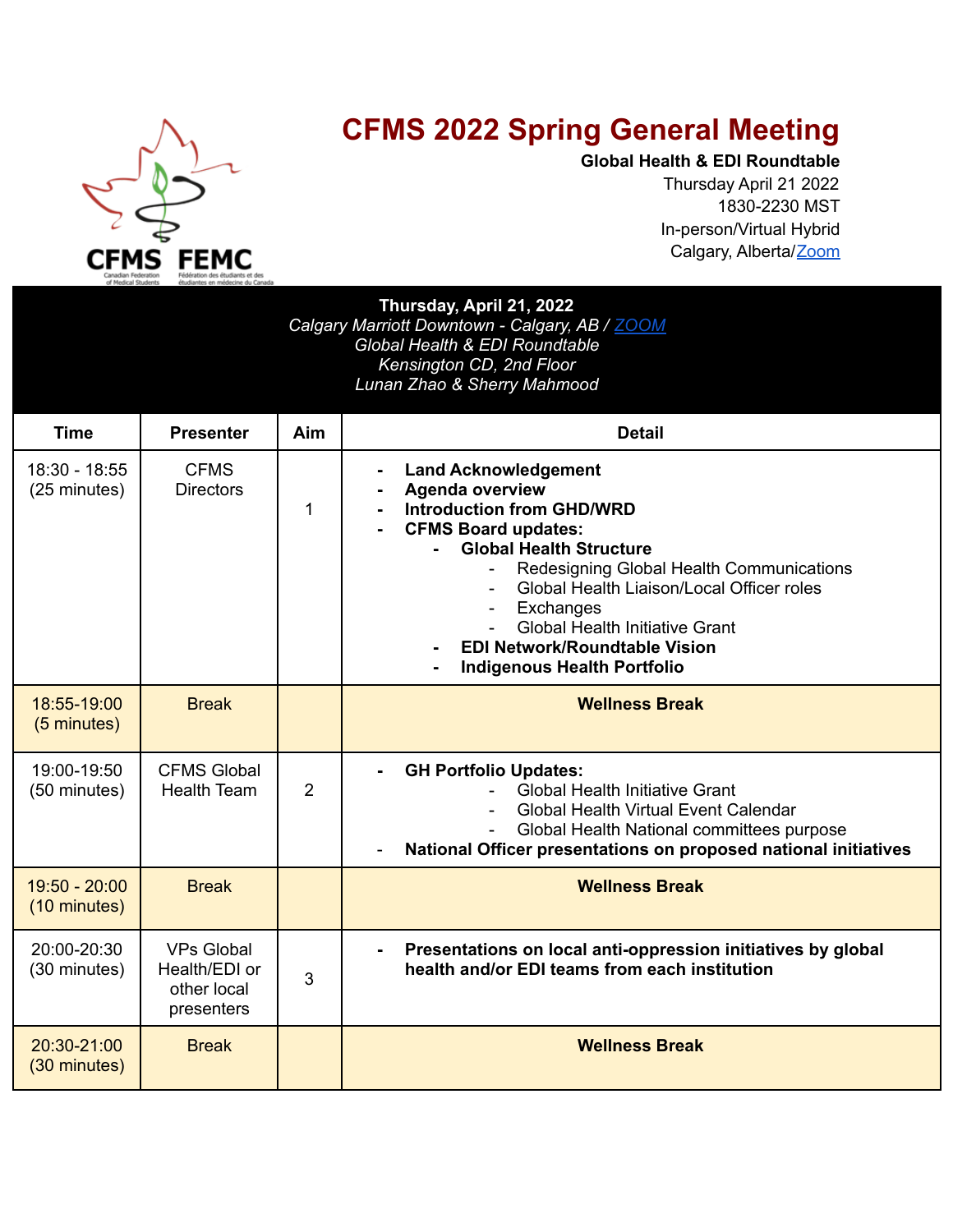# CFMS 2022 Spring General Meeting

**Global Health & EDI Roundtable**
Thursday April 21 2022
1830-2230 MST
In-person/Virtual Hybrid
Calgary, Alberta/Zoom

**Thursday, April 21, 2022**
*Calgary Marriott Downtown - Calgary, AB / ZOOM*
*Global Health & EDI Roundtable*
*Kensington CD, 2nd Floor*
*Lunan Zhao & Sherry Mahmood*

| Time | Presenter | Aim | Detail |
|---|---|---|---|
| 18:30 - 18:55 (25 minutes) | CFMS Directors | 1 | - **Land Acknowledgement**<br>- **Agenda overview**<br>- **Introduction from GHD/WRD**<br>- **CFMS Board updates:**<br>&nbsp;&nbsp;- **Global Health Structure**<br>&nbsp;&nbsp;&nbsp;&nbsp;- Redesigning Global Health Communications<br>&nbsp;&nbsp;&nbsp;&nbsp;- Global Health Liaison/Local Officer roles<br>&nbsp;&nbsp;&nbsp;&nbsp;- Exchanges<br>&nbsp;&nbsp;&nbsp;&nbsp;- Global Health Initiative Grant<br>&nbsp;&nbsp;- **EDI Network/Roundtable Vision**<br>&nbsp;&nbsp;- **Indigenous Health Portfolio** |
| 18:55-19:00 (5 minutes) | Break | | **Wellness Break** |
| 19:00-19:50 (50 minutes) | CFMS Global Health Team | 2 | - **GH Portfolio Updates:**<br>&nbsp;&nbsp;&nbsp;&nbsp;- Global Health Initiative Grant<br>&nbsp;&nbsp;&nbsp;&nbsp;- Global Health Virtual Event Calendar<br>&nbsp;&nbsp;&nbsp;&nbsp;- Global Health National committees purpose<br>- **National Officer presentations on proposed national initiatives** |
| 19:50 - 20:00 (10 minutes) | Break | | **Wellness Break** |
| 20:00-20:30 (30 minutes) | VPs Global Health/EDI or other local presenters | 3 | - **Presentations on local anti-oppression initiatives by global health and/or EDI teams from each institution** |
| 20:30-21:00 (30 minutes) | Break | | **Wellness Break** |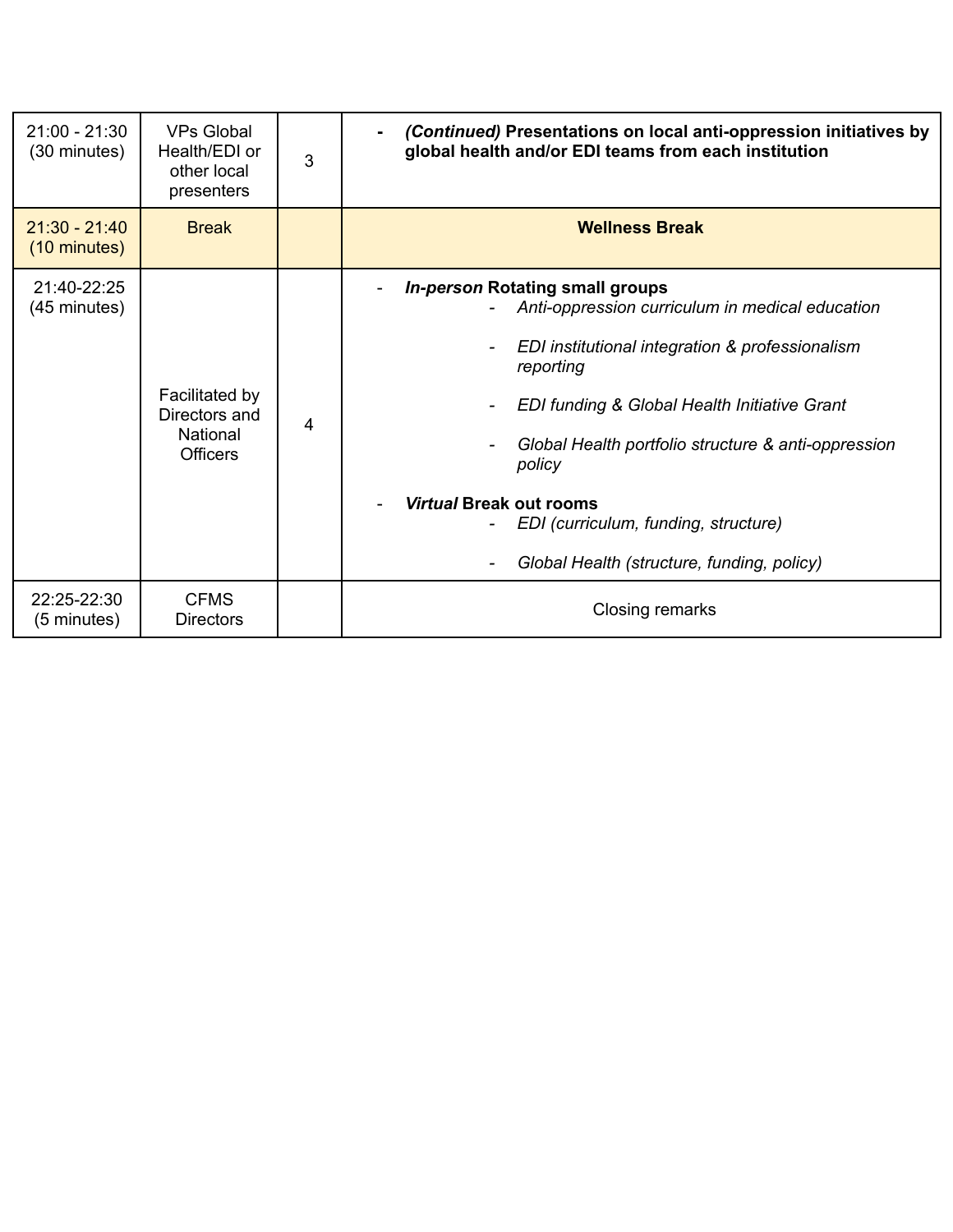| | | | |
|---|---|---|---|
| 21:00 - 21:30 (30 minutes) | VPs Global Health/EDI or other local presenters | 3 | - ***(Continued)* Presentations on local anti-oppression initiatives by global health and/or EDI teams from each institution** |
| 21:30 - 21:40 (10 minutes) | Break | | **Wellness Break** |
| 21:40-22:25 (45 minutes) | Facilitated by Directors and National Officers | 4 | - ***In-person* Rotating small groups**<br>  - *Anti-oppression curriculum in medical education*<br>  - *EDI institutional integration & professionalism reporting*<br>  - *EDI funding & Global Health Initiative Grant*<br>  - *Global Health portfolio structure & anti-oppression policy*<br>- ***Virtual* Break out rooms**<br>  - *EDI (curriculum, funding, structure)*<br>  - *Global Health (structure, funding, policy)* |
| 22:25-22:30 (5 minutes) | CFMS Directors | | Closing remarks |